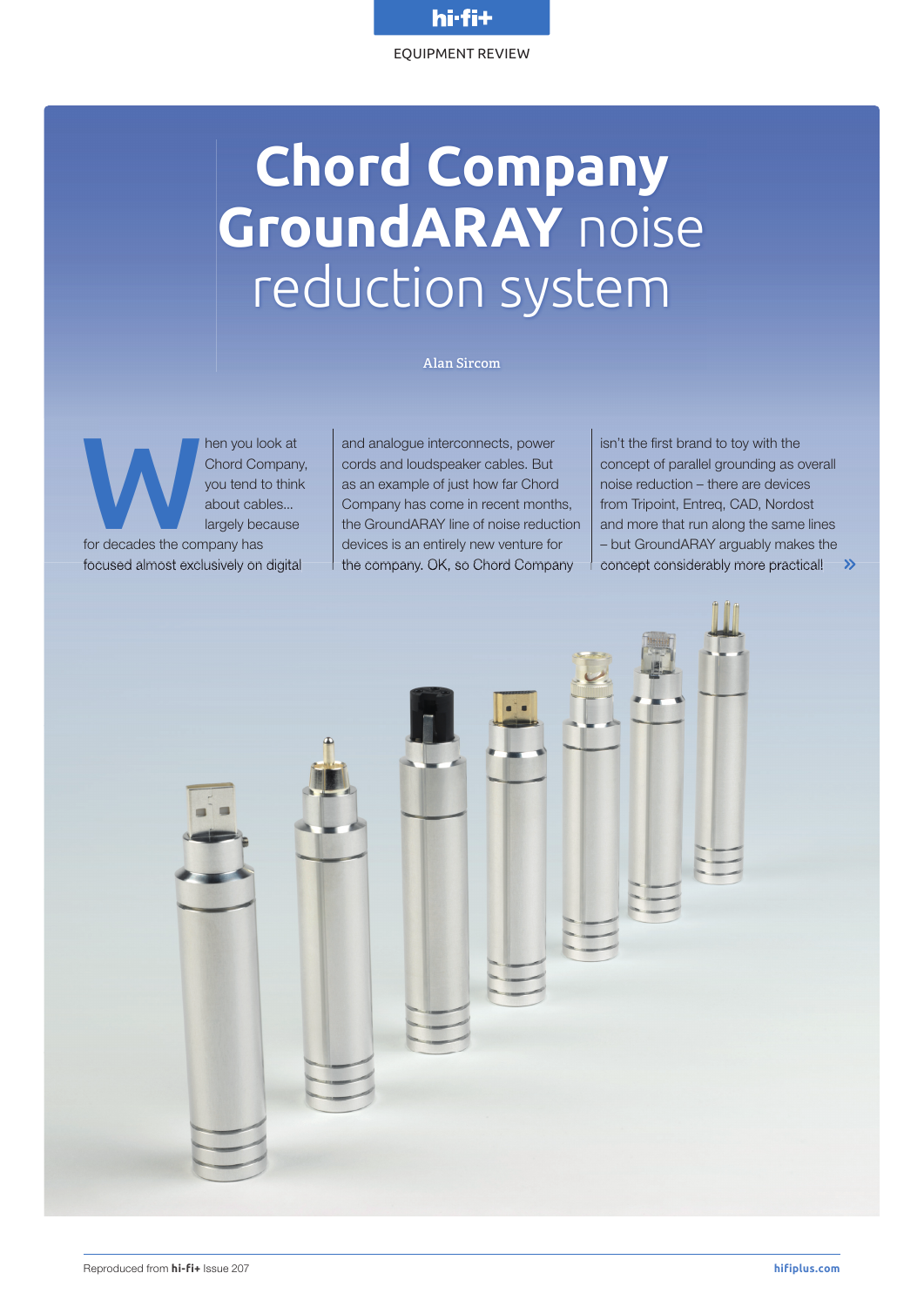EQUIPMENT REVIEW

# Chord Company GroundARAY noise reduction system

Alan Sircom

When you look at Chord Company, you tend to think about cables... largely because for decades the company has focused almost exclusively on digital and analogue interconnects, power cords and loudspeaker cables. But as an example of just how far Chord Company has come in recent months, the GroundARAY line of noise reduction devices is an entirely new venture for the company. OK, so Chord Company isn't the first brand to toy with the concept of parallel grounding as overall noise reduction – there are devices from Tripoint, Entreq, CAD, Nordost and more that run along the same lines – but GroundARAY arguably makes the concept considerably more practical!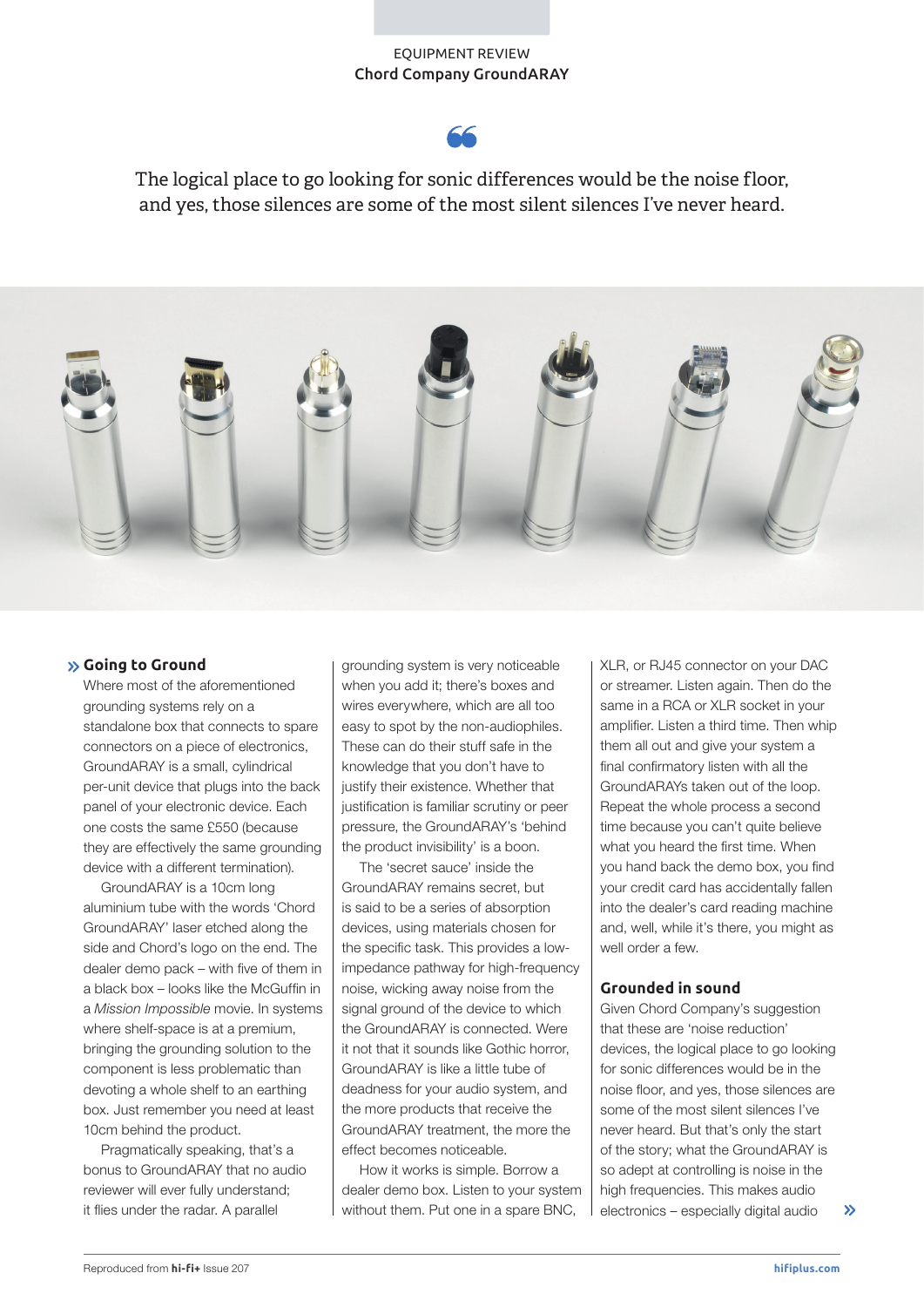> The logical place to go looking for sonic differences would be the noise floor, and yes, those silences are some of the most silent silences I've never heard.

## Going to Ground

Where most of the aforementioned grounding systems rely on a standalone box that connects to spare connectors on a piece of electronics, GroundARAY is a small, cylindrical per-unit device that plugs into the back panel of your electronic device. Each one costs the same £550 (because they are effectively the same grounding device with a different termination).

GroundARAY is a 10cm long aluminium tube with the words 'Chord GroundARAY' laser etched along the side and Chord's logo on the end. The dealer demo pack – with five of them in a black box – looks like the McGuffin in a *Mission Impossible* movie. In systems where shelf-space is at a premium, bringing the grounding solution to the component is less problematic than devoting a whole shelf to an earthing box. Just remember you need at least 10cm behind the product.

Pragmatically speaking, that's a bonus to GroundARAY that no audio reviewer will ever fully understand; it flies under the radar. A parallel grounding system is very noticeable when you add it; there's boxes and wires everywhere, which are all too easy to spot by the non-audiophiles. These can do their stuff safe in the knowledge that you don't have to justify their existence. Whether that justification is familiar scrutiny or peer pressure, the GroundARAY's 'behind the product invisibility' is a boon.

The 'secret sauce' inside the GroundARAY remains secret, but is said to be a series of absorption devices, using materials chosen for the specific task. This provides a low-impedance pathway for high-frequency noise, wicking away noise from the signal ground of the device to which the GroundARAY is connected. Were it not that it sounds like Gothic horror, GroundARAY is like a little tube of deadness for your audio system, and the more products that receive the GroundARAY treatment, the more the effect becomes noticeable.

How it works is simple. Borrow a dealer demo box. Listen to your system without them. Put one in a spare BNC, XLR, or RJ45 connector on your DAC or streamer. Listen again. Then do the same in a RCA or XLR socket in your amplifier. Listen a third time. Then whip them all out and give your system a final confirmatory listen with all the GroundARAYs taken out of the loop. Repeat the whole process a second time because you can't quite believe what you heard the first time. When you hand back the demo box, you find your credit card has accidentally fallen into the dealer's card reading machine and, well, while it's there, you might as well order a few.

## Grounded in sound

Given Chord Company's suggestion that these are 'noise reduction' devices, the logical place to go looking for sonic differences would be in the noise floor, and yes, those silences are some of the most silent silences I've never heard. But that's only the start of the story; what the GroundARAY is so adept at controlling is noise in the high frequencies. This makes audio electronics – especially digital audio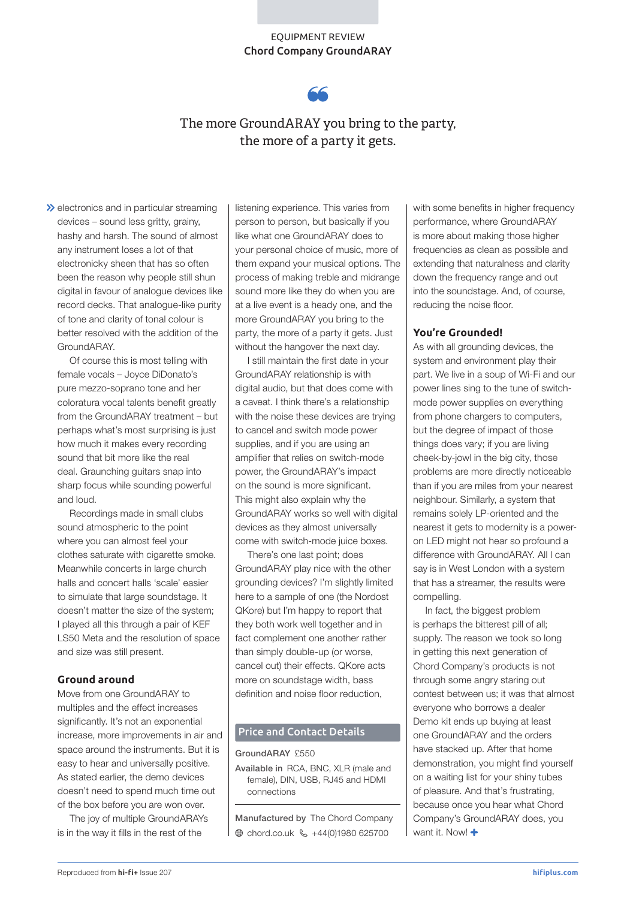> The more GroundARAY you bring to the party, the more of a party it gets.

electronics and in particular streaming devices – sound less gritty, grainy, hashy and harsh. The sound of almost any instrument loses a lot of that electronicky sheen that has so often been the reason why people still shun digital in favour of analogue devices like record decks. That analogue-like purity of tone and clarity of tonal colour is better resolved with the addition of the GroundARAY.

Of course this is most telling with female vocals – Joyce DiDonato's pure mezzo-soprano tone and her coloratura vocal talents benefit greatly from the GroundARAY treatment – but perhaps what's most surprising is just how much it makes every recording sound that bit more like the real deal. Graunching guitars snap into sharp focus while sounding powerful and loud.

Recordings made in small clubs sound atmospheric to the point where you can almost feel your clothes saturate with cigarette smoke. Meanwhile concerts in large church halls and concert halls 'scale' easier to simulate that large soundstage. It doesn't matter the size of the system; I played all this through a pair of KEF LS50 Meta and the resolution of space and size was still present.

## Ground around

Move from one GroundARAY to multiples and the effect increases significantly. It's not an exponential increase, more improvements in air and space around the instruments. But it is easy to hear and universally positive. As stated earlier, the demo devices doesn't need to spend much time out of the box before you are won over.

The joy of multiple GroundARAYs is in the way it fills in the rest of the listening experience. This varies from person to person, but basically if you like what one GroundARAY does to your personal choice of music, more of them expand your musical options. The process of making treble and midrange sound more like they do when you are at a live event is a heady one, and the more GroundARAY you bring to the party, the more of a party it gets. Just without the hangover the next day.

I still maintain the first date in your GroundARAY relationship is with digital audio, but that does come with a caveat. I think there's a relationship with the noise these devices are trying to cancel and switch mode power supplies, and if you are using an amplifier that relies on switch-mode power, the GroundARAY's impact on the sound is more significant. This might also explain why the GroundARAY works so well with digital devices as they almost universally come with switch-mode juice boxes.

There's one last point; does GroundARAY play nice with the other grounding devices? I'm slightly limited here to a sample of one (the Nordost QKore) but I'm happy to report that they both work well together and in fact complement one another rather than simply double-up (or worse, cancel out) their effects. QKore acts more on soundstage width, bass definition and noise floor reduction, with some benefits in higher frequency performance, where GroundARAY is more about making those higher frequencies as clean as possible and extending that naturalness and clarity down the frequency range and out into the soundstage. And, of course, reducing the noise floor.

## You're Grounded!

As with all grounding devices, the system and environment play their part. We live in a soup of Wi-Fi and our power lines sing to the tune of switch-mode power supplies on everything from phone chargers to computers, but the degree of impact of those things does vary; if you are living cheek-by-jowl in the big city, those problems are more directly noticeable than if you are miles from your nearest neighbour. Similarly, a system that remains solely LP-oriented and the nearest it gets to modernity is a power-on LED might not hear so profound a difference with GroundARAY. All I can say is in West London with a system that has a streamer, the results were compelling.

In fact, the biggest problem is perhaps the bitterest pill of all; supply. The reason we took so long in getting this next generation of Chord Company's products is not through some angry staring out contest between us; it was that almost everyone who borrows a dealer Demo kit ends up buying at least one GroundARAY and the orders have stacked up. After that home demonstration, you might find yourself on a waiting list for your shiny tubes of pleasure. And that's frustrating, because once you hear what Chord Company's GroundARAY does, you want it. Now!

## Price and Contact Details

**GroundARAY** £550

**Available in** RCA, BNC, XLR (male and female), DIN, USB, RJ45 and HDMI connections

**Manufactured by** The Chord Company

chord.co.uk +44(0)1980 625700

Reproduced from **hi-fi+** Issue 207

hifiplus.com